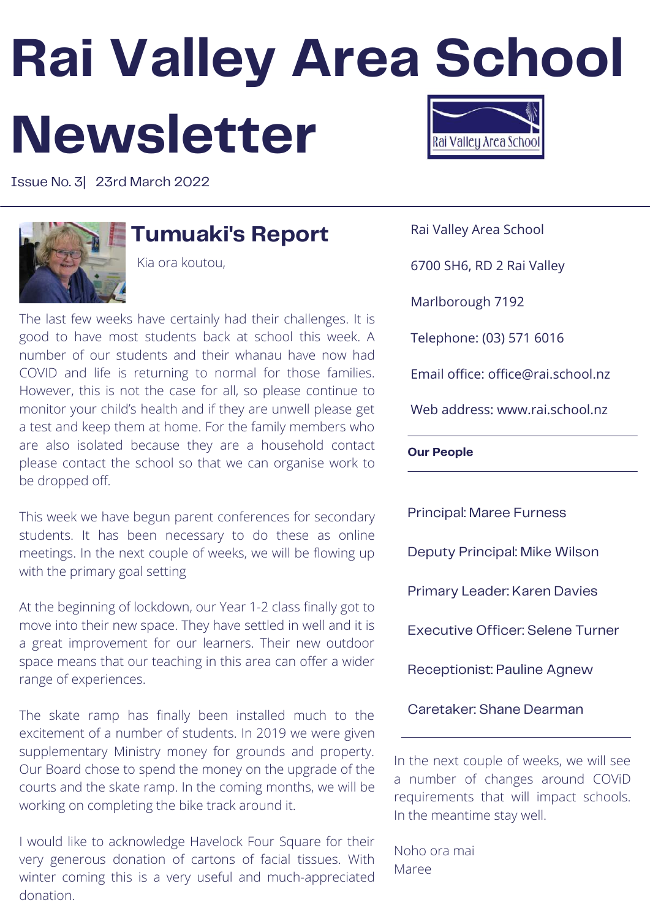# Rai Valley Area School Newsletter

Issue No. 3| 23rd March 2022

## Tumuaki's Report

Kia ora koutou,

The last few weeks have certainly had their challenges. It is good to have most students back at school this week. A number of our students and their whanau have now had COVID and life is returning to normal for those families. However, this is not the case for all, so please continue to monitor your child's health and if they are unwell please get a test and keep them at home. For the family members who are also isolated because they are a household contact please contact the school so that we can organise work to be dropped off.

This week we have begun parent conferences for secondary students. It has been necessary to do these as online meetings. In the next couple of weeks, we will be flowing up with the primary goal setting

At the beginning of lockdown, our Year 1-2 class finally got to move into their new space. They have settled in well and it is a great improvement for our learners. Their new outdoor space means that our teaching in this area can offer a wider range of experiences.

The skate ramp has finally been installed much to the excitement of a number of students. In 2019 we were given supplementary Ministry money for grounds and property. Our Board chose to spend the money on the upgrade of the courts and the skate ramp. In the coming months, we will be working on completing the bike track around it.

I would like to acknowledge Havelock Four Square for their very generous donation of cartons of facial tissues. With winter coming this is a very useful and much-appreciated donation.

In the next couple of weeks, we will see a number of changes around COViD requirements that will impact schools. In the meantime stay well.

Noho ora mai
Maree

---

Rai Valley Area School

6700 SH6, RD 2 Rai Valley

Marlborough 7192

Telephone: (03) 571 6016

Email office: office@rai.school.nz

Web address: www.rai.school.nz

**Our People**

Principal: Maree Furness

Deputy Principal: Mike Wilson

Primary Leader: Karen Davies

Executive Officer: Selene Turner

Receptionist: Pauline Agnew

Caretaker: Shane Dearman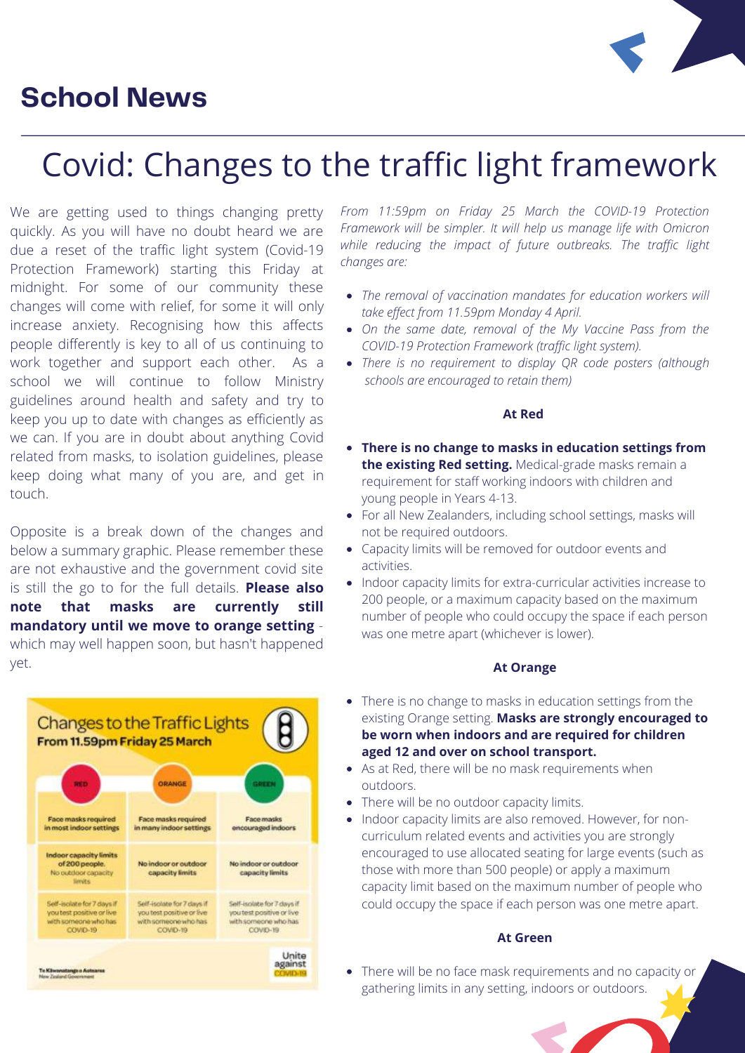## School News

# Covid: Changes to the traffic light framework

We are getting used to things changing pretty quickly. As you will have no doubt heard we are due a reset of the traffic light system (Covid-19 Protection Framework) starting this Friday at midnight. For some of our community these changes will come with relief, for some it will only increase anxiety. Recognising how this affects people differently is key to all of us continuing to work together and support each other. As a school we will continue to follow Ministry guidelines around health and safety and try to keep you up to date with changes as efficiently as we can. If you are in doubt about anything Covid related from masks, to isolation guidelines, please keep doing what many of you are, and get in touch.

Opposite is a break down of the changes and below a summary graphic. Please remember these are not exhaustive and the government covid site is still the go to for the full details. **Please also note that masks are currently still mandatory until we move to orange setting** - which may well happen soon, but hasn't happened yet.

**Changes to the Traffic Lights**
**From 11.59pm Friday 25 March**

| RED | ORANGE | GREEN |
|---|---|---|
| Face masks required in most indoor settings | Face masks required in many indoor settings | Face masks encouraged indoors |
| Indoor capacity limits of 200 people. No outdoor capacity limits | No indoor or outdoor capacity limits | No indoor or outdoor capacity limits |
| Self-isolate for 7 days if you test positive or live with someone who has COVID-19 | Self-isolate for 7 days if you test positive or live with someone who has COVID-19 | Self-isolate for 7 days if you test positive or live with someone who has COVID-19 |

Te Kāwanatanga o Aotearoa New Zealand Government — Unite against COVID-19

*From 11:59pm on Friday 25 March the COVID-19 Protection Framework will be simpler. It will help us manage life with Omicron while reducing the impact of future outbreaks. The traffic light changes are:*

- *The removal of vaccination mandates for education workers will take effect from 11.59pm Monday 4 April.*
- *On the same date, removal of the My Vaccine Pass from the COVID-19 Protection Framework (traffic light system).*
- *There is no requirement to display QR code posters (although schools are encouraged to retain them)*

**At Red**

- **There is no change to masks in education settings from the existing Red setting.** Medical-grade masks remain a requirement for staff working indoors with children and young people in Years 4-13.
- For all New Zealanders, including school settings, masks will not be required outdoors.
- Capacity limits will be removed for outdoor events and activities.
- Indoor capacity limits for extra-curricular activities increase to 200 people, or a maximum capacity based on the maximum number of people who could occupy the space if each person was one metre apart (whichever is lower).

**At Orange**

- There is no change to masks in education settings from the existing Orange setting. **Masks are strongly encouraged to be worn when indoors and are required for children aged 12 and over on school transport.**
- As at Red, there will be no mask requirements when outdoors.
- There will be no outdoor capacity limits.
- Indoor capacity limits are also removed. However, for non-curriculum related events and activities you are strongly encouraged to use allocated seating for large events (such as those with more than 500 people) or apply a maximum capacity limit based on the maximum number of people who could occupy the space if each person was one metre apart.

**At Green**

- There will be no face mask requirements and no capacity or gathering limits in any setting, indoors or outdoors.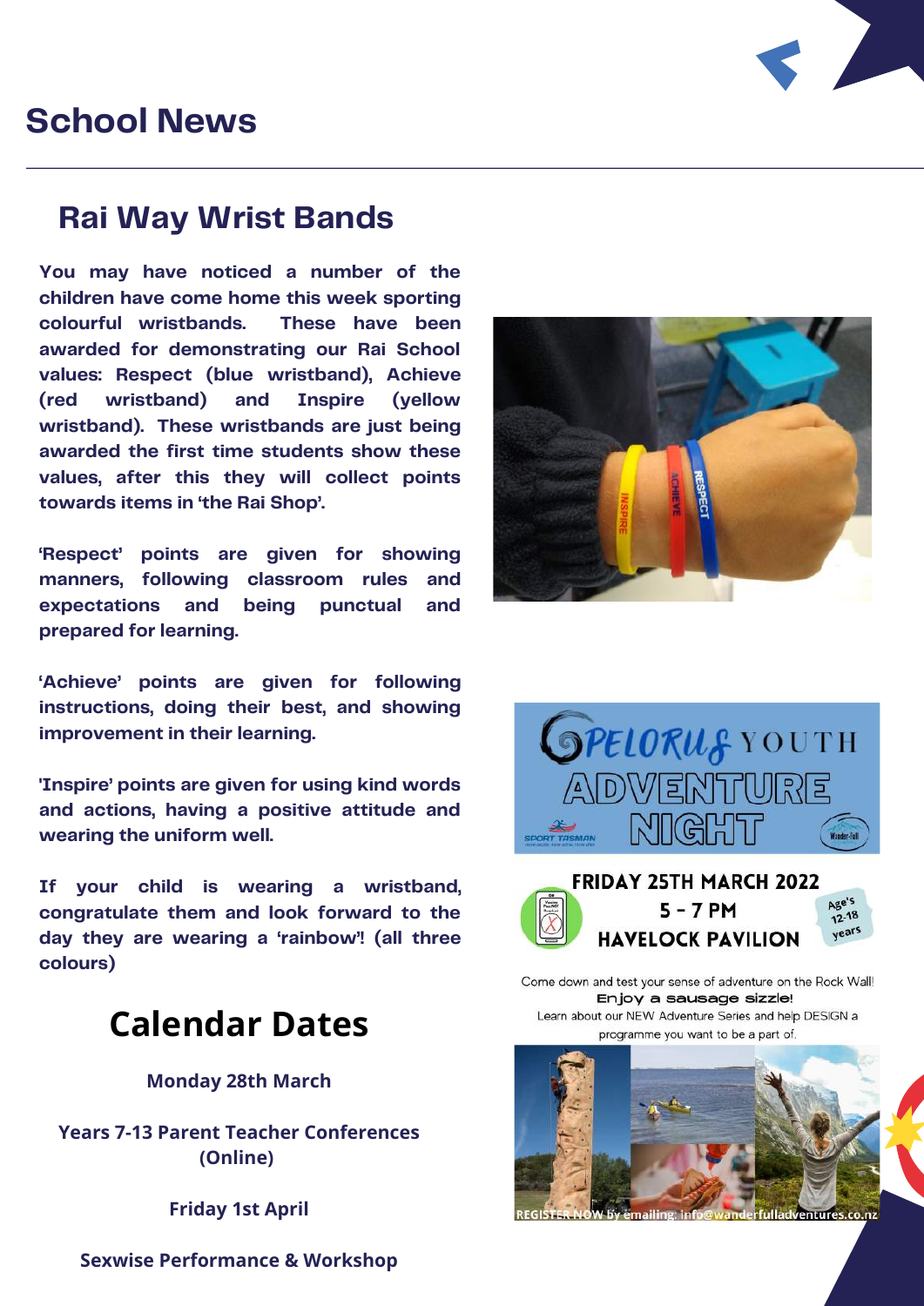# School News

## Rai Way Wrist Bands

**You may have noticed a number of the children have come home this week sporting colourful wristbands. These have been awarded for demonstrating our Rai School values: Respect (blue wristband), Achieve (red wristband) and Inspire (yellow wristband). These wristbands are just being awarded the first time students show these values, after this they will collect points towards items in 'the Rai Shop'.**

**'Respect' points are given for showing manners, following classroom rules and expectations and being punctual and prepared for learning.**

**'Achieve' points are given for following instructions, doing their best, and showing improvement in their learning.**

**'Inspire' points are given for using kind words and actions, having a positive attitude and wearing the uniform well.**

**If your child is wearing a wristband, congratulate them and look forward to the day they are wearing a 'rainbow'! (all three colours)**

## Calendar Dates

**Monday 28th March**

**Years 7-13 Parent Teacher Conferences (Online)**

**Friday 1st April**

**Sexwise Performance & Workshop**

---

**PELORUS YOUTH ADVENTURE NIGHT**

**FRIDAY 25TH MARCH 2022**
**5 - 7 PM**
**HAVELOCK PAVILION**

Age's 12-18 years

Come down and test your sense of adventure on the Rock Wall!
Enjoy a sausage sizzle!
Learn about our NEW Adventure Series and help DESIGN a programme you want to be a part of.

REGISTER NOW by emailing: info@wanderfulladventures.co.nz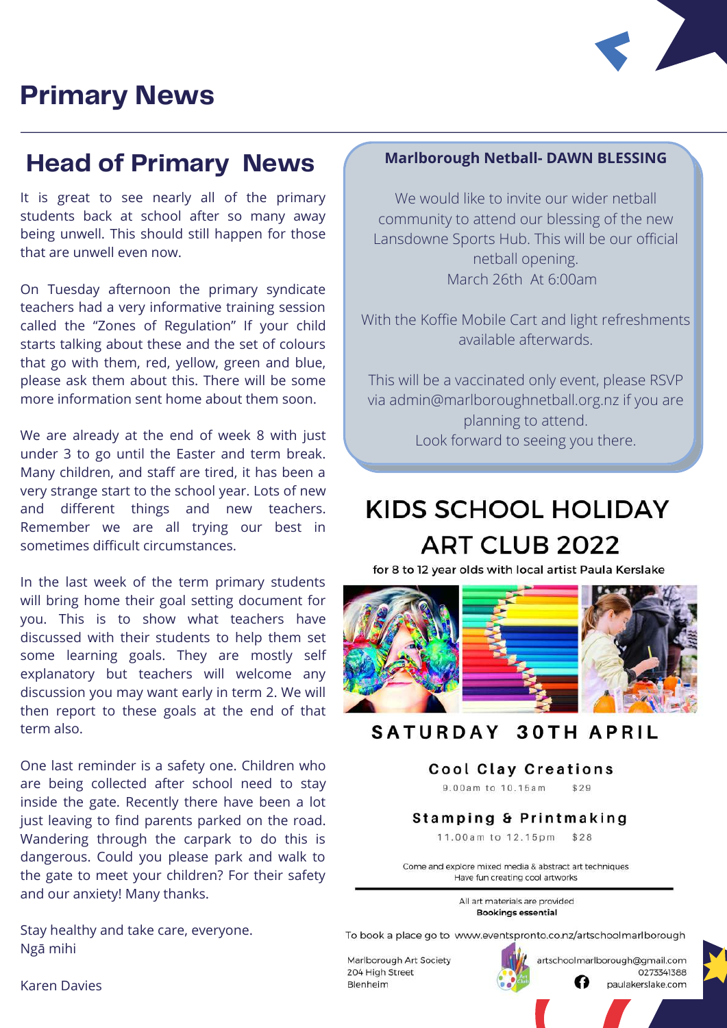# Primary News

## Head of Primary News

It is great to see nearly all of the primary students back at school after so many away being unwell. This should still happen for those that are unwell even now.

On Tuesday afternoon the primary syndicate teachers had a very informative training session called the "Zones of Regulation" If your child starts talking about these and the set of colours that go with them, red, yellow, green and blue, please ask them about this. There will be some more information sent home about them soon.

We are already at the end of week 8 with just under 3 to go until the Easter and term break. Many children, and staff are tired, it has been a very strange start to the school year. Lots of new and different things and new teachers. Remember we are all trying our best in sometimes difficult circumstances.

In the last week of the term primary students will bring home their goal setting document for you. This is to show what teachers have discussed with their students to help them set some learning goals. They are mostly self explanatory but teachers will welcome any discussion you may want early in term 2. We will then report to these goals at the end of that term also.

One last reminder is a safety one. Children who are being collected after school need to stay inside the gate. Recently there have been a lot just leaving to find parents parked on the road. Wandering through the carpark to do this is dangerous. Could you please park and walk to the gate to meet your children? For their safety and our anxiety! Many thanks.

Stay healthy and take care, everyone.
Ngā mihi

Karen Davies

### Marlborough Netball- DAWN BLESSING

We would like to invite our wider netball community to attend our blessing of the new Lansdowne Sports Hub. This will be our official netball opening.
March 26th At 6:00am

With the Koffie Mobile Cart and light refreshments available afterwards.

This will be a vaccinated only event, please RSVP via admin@marlboroughnetball.org.nz if you are planning to attend.
Look forward to seeing you there.

## KIDS SCHOOL HOLIDAY ART CLUB 2022

for 8 to 12 year olds with local artist Paula Kerslake

### SATURDAY 30TH APRIL

**Cool Clay Creations**
9.00am to 10.15am $29

**Stamping & Printmaking**
11.00am to 12.15pm $28

Come and explore mixed media & abstract art techniques
Have fun creating cool artworks

All art materials are provided
**Bookings essential**

To book a place go to www.eventspronto.co.nz/artschoolmarlborough

Marlborough Art Society
204 High Street
Blenheim

artschoolmarlborough@gmail.com
0273341368
paulakerslake.com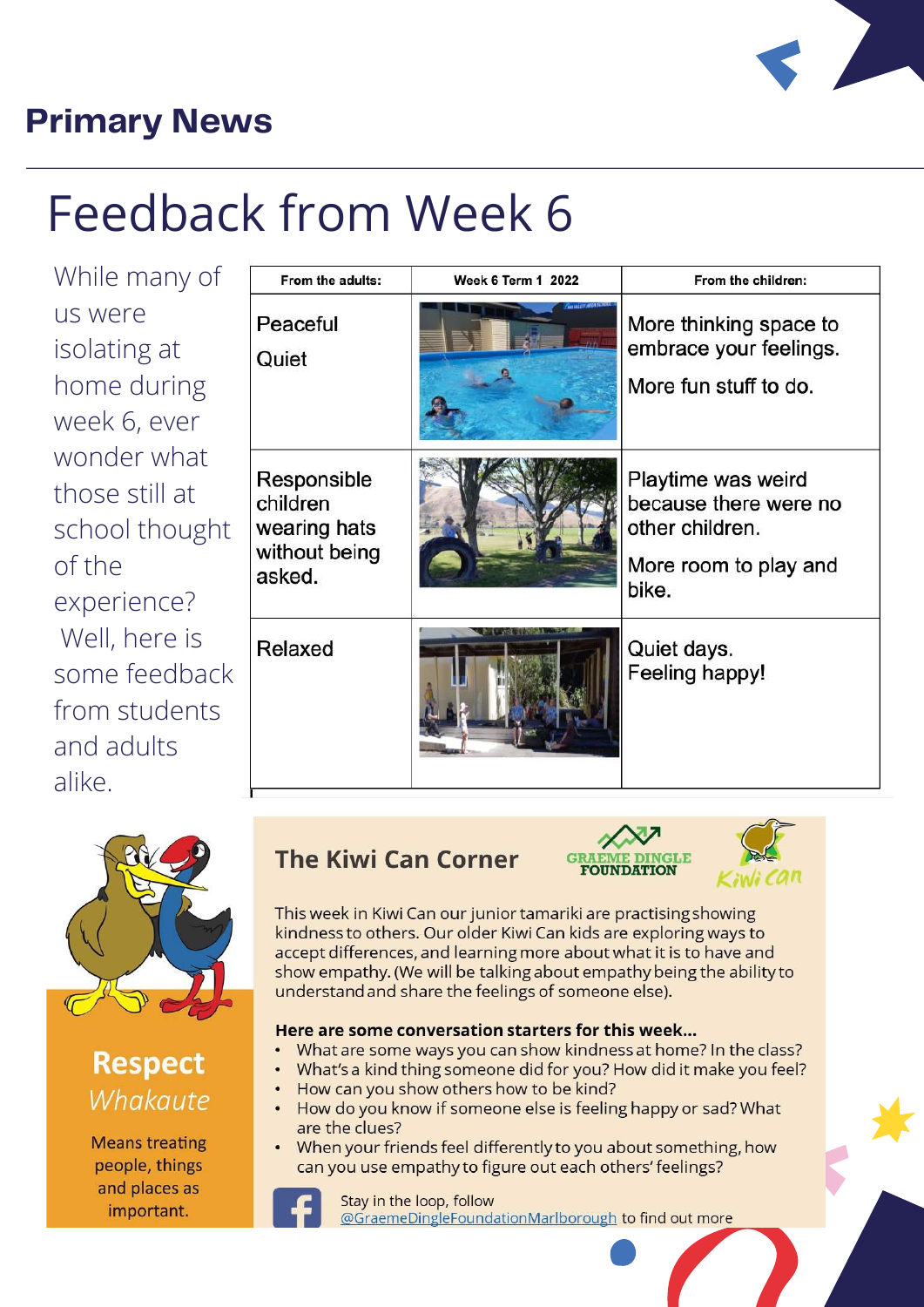# Primary News

## Feedback from Week 6

While many of us were isolating at home during week 6, ever wonder what those still at school thought of the experience? Well, here is some feedback from students and adults alike.

| From the adults: | Week 6 Term 1 2022 | From the children: |
| --- | --- | --- |
| Peaceful<br>Quiet | | More thinking space to embrace your feelings.<br>More fun stuff to do. |
| Responsible children wearing hats without being asked. | | Playtime was weird because there were no other children.<br>More room to play and bike. |
| Relaxed | | Quiet days.<br>Feeling happy! |

**Respect**

*Whakaute*

Means treating people, things and places as important.

## The Kiwi Can Corner

GRAEME DINGLE FOUNDATION

Kiwi Can

This week in Kiwi Can our junior tamariki are practising showing kindness to others. Our older Kiwi Can kids are exploring ways to accept differences, and learning more about what it is to have and show empathy. (We will be talking about empathy being the ability to understand and share the feelings of someone else).

**Here are some conversation starters for this week...**

- What are some ways you can show kindness at home? In the class?
- What's a kind thing someone did for you? How did it make you feel?
- How can you show others how to be kind?
- How do you know if someone else is feeling happy or sad? What are the clues?
- When your friends feel differently to you about something, how can you use empathy to figure out each others' feelings?

Stay in the loop, follow @GraemeDingleFoundationMarlborough to find out more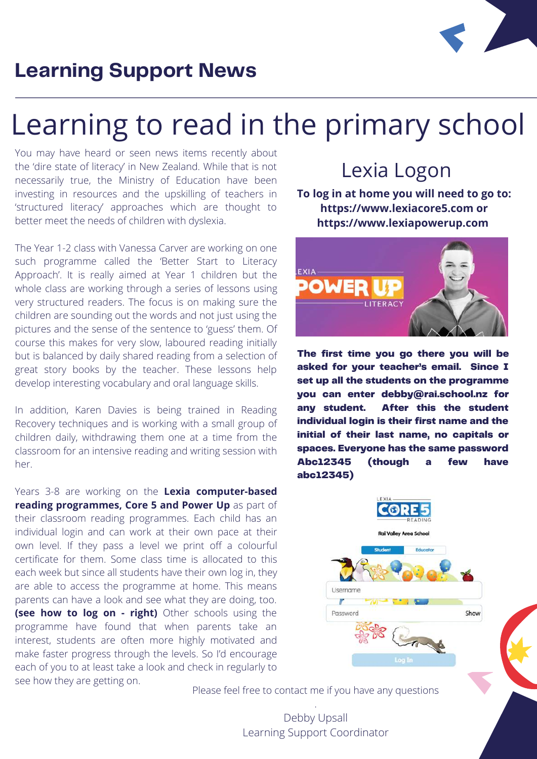## Learning Support News

# Learning to read in the primary school

You may have heard or seen news items recently about the 'dire state of literacy' in New Zealand. While that is not necessarily true, the Ministry of Education have been investing in resources and the upskilling of teachers in 'structured literacy' approaches which are thought to better meet the needs of children with dyslexia.

The Year 1-2 class with Vanessa Carver are working on one such programme called the 'Better Start to Literacy Approach'. It is really aimed at Year 1 children but the whole class are working through a series of lessons using very structured readers. The focus is on making sure the children are sounding out the words and not just using the pictures and the sense of the sentence to 'guess' them. Of course this makes for very slow, laboured reading initially but is balanced by daily shared reading from a selection of great story books by the teacher. These lessons help develop interesting vocabulary and oral language skills.

In addition, Karen Davies is being trained in Reading Recovery techniques and is working with a small group of children daily, withdrawing them one at a time from the classroom for an intensive reading and writing session with her.

Years 3-8 are working on the **Lexia computer-based reading programmes, Core 5 and Power Up** as part of their classroom reading programmes. Each child has an individual login and can work at their own pace at their own level. If they pass a level we print off a colourful certificate for them. Some class time is allocated to this each week but since all students have their own log in, they are able to access the programme at home. This means parents can have a look and see what they are doing, too. **(see how to log on - right)** Other schools using the programme have found that when parents take an interest, students are often more highly motivated and make faster progress through the levels. So I'd encourage each of you to at least take a look and check in regularly to see how they are getting on.

## Lexia Logon

**To log in at home you will need to go to: https://www.lexiacore5.com or https://www.lexiapowerup.com**

**The first time you go there you will be asked for your teacher's email. Since I set up all the students on the programme you can enter debby@rai.school.nz for any student. After this the student individual login is their first name and the initial of their last name, no capitals or spaces. Everyone has the same password Abc12345 (though a few have abc12345)**

Please feel free to contact me if you have any questions

Debby Upsall
Learning Support Coordinator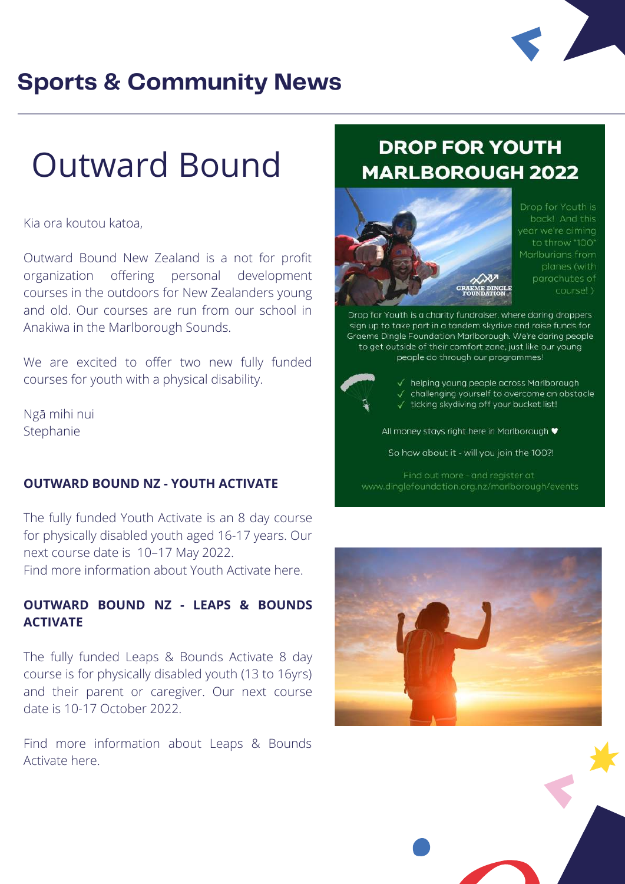# Sports & Community News

## Outward Bound

Kia ora koutou katoa,

Outward Bound New Zealand is a not for profit organization offering personal development courses in the outdoors for New Zealanders young and old. Our courses are run from our school in Anakiwa in the Marlborough Sounds.

We are excited to offer two new fully funded courses for youth with a physical disability.

Ngā mihi nui
Stephanie

**OUTWARD BOUND NZ - YOUTH ACTIVATE**

The fully funded Youth Activate is an 8 day course for physically disabled youth aged 16-17 years. Our next course date is 10–17 May 2022.
Find more information about Youth Activate here.

**OUTWARD BOUND NZ - LEAPS & BOUNDS ACTIVATE**

The fully funded Leaps & Bounds Activate 8 day course is for physically disabled youth (13 to 16yrs) and their parent or caregiver. Our next course date is 10-17 October 2022.

Find more information about Leaps & Bounds Activate here.

## DROP FOR YOUTH MARLBOROUGH 2022

Drop for Youth is back! And this year we're aiming to throw "100" Marlburians from planes (with parachutes of course! )

Drop for Youth is a charity fundraiser, where daring droppers sign up to take part in a tandem skydive and raise funds for Graeme Dingle Foundation Marlborough. We're daring people to get outside of their comfort zone, just like our young people do through our programmes!

- ✓ helping young people across Marlborough
- ✓ challenging yourself to overcome an obstacle
- ✓ ticking skydiving off your bucket list!

All money stays right here in Marlborough ♥

So how about it - will you join the 100?!

Find out more - and register at www.dinglefoundation.org.nz/marlborough/events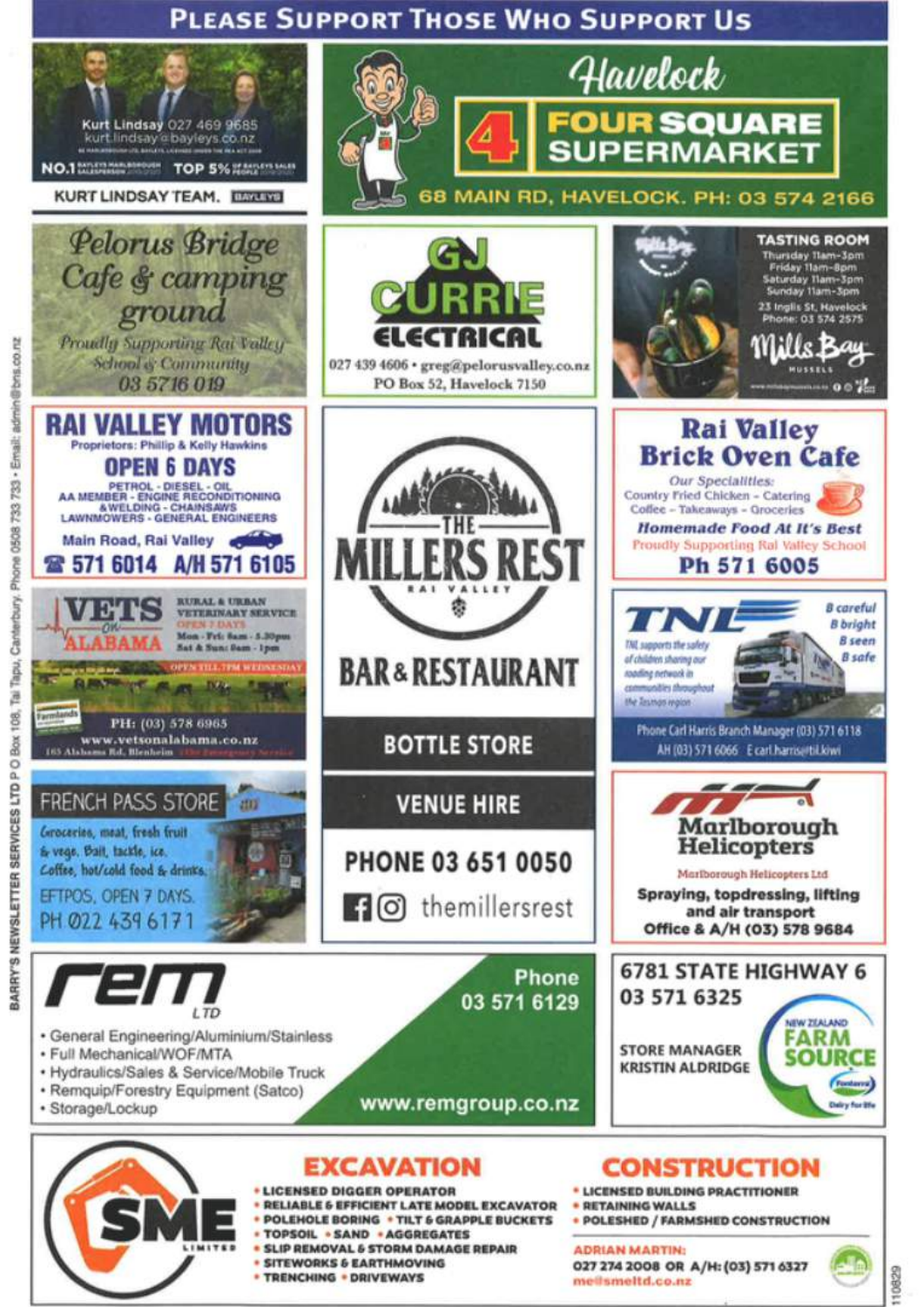# Please Support Those Who Support Us

Kurt Lindsay 027 469 9685
kurt.lindsay@bayleys.co.nz
NO.1 BAYLEYS MARLBOROUGH SALESPERSON — TOP 5% OF BAYLEYS SALES PEOPLE
KURT LINDSAY TEAM. BAYLEYS

**Havelock FOUR SQUARE SUPERMARKET**
68 MAIN RD, HAVELOCK. PH: 03 574 2166

*Pelorus Bridge Cafe & camping ground*
*Proudly Supporting Rai Valley School & Community*
03 5716 019

**GJ CURRIE ELECTRICAL**
027 439 4606 • greg@pelorusvalley.co.nz
PO Box 52, Havelock 7150

**TASTING ROOM**
Thursday 11am–3pm
Friday 11am–8pm
Saturday 11am–3pm
Sunday 11am–3pm
23 Inglis St, Havelock
Phone: 03 574 2575
Mills Bay MUSSELS

**RAI VALLEY MOTORS**
Proprietors: Phillip & Kelly Hawkins
**OPEN 6 DAYS**
PETROL – DIESEL – OIL
AA MEMBER – ENGINE RECONDITIONING
& WELDING – CHAINSAWS
LAWNMOWERS – GENERAL ENGINEERS
Main Roead, Rai Valley
☎ 571 6014 A/H 571 6105

**THE MILLERS REST** RAI VALLEY
**BAR & RESTAURANT**
**BOTTLE STORE**
**VENUE HIRE**
PHONE 03 651 0050
themillersrest

**Rai Valley Brick Oven Cafe**
*Our Specialties:*
Country Fried Chicken – Catering
Coffee – Takeaways – Groceries
*Homemade Food At It's Best*
Proudly Supporting Rai Valley School
**Ph 571 6005**

**VETS on ALABAMA**
RURAL & URBAN VETERINARY SERVICE
OPEN 7 DAYS
Mon - Fri: 8am - 5.30pm
Sat & Sun: 9am - 1pm
OPEN TILL 7PM WEDNESDAY
PH: (03) 578 6965
www.vetsonalabama.co.nz
165 Alabama Rd, Blenheim

**TNL**
B careful
B bright
B seen
B safe
TNL supports the safety of children sharing our roading network in communities throughout the Tasman region
Phone Carl Harris Branch Manager (03) 571 6118
AH (03) 571 6066 E carl.harris@tnl.kiwi

**FRENCH PASS STORE**
Groceries, meat, fresh fruit & vege. Bait, tackle, ice. Coffee, hot/cold food & drinks.
EFTPOS. OPEN 7 DAYS.
PH 022 439 6171

**Marlborough Helicopters**
Marlborough Helicopters Ltd
Spraying, topdressing, lifting and air transport
Office & A/H (03) 578 9684

**rem LTD**
- General Engineering/Aluminium/Stainless
- Full Mechanical/WOF/MTA
- Hydraulics/Sales & Service/Mobile Truck
- Remquip/Forestry Equipment (Satco)
- Storage/Lockup

Phone 03 571 6129
www.remgroup.co.nz

**6781 STATE HIGHWAY 6**
**03 571 6325**
STORE MANAGER KRISTIN ALDRIDGE
NEW ZEALAND FARM SOURCE

**SME LIMITED**

**EXCAVATION**
- LICENSED DIGGER OPERATOR
- RELIABLE & EFFICIENT LATE MODEL EXCAVATOR
- POLEHOLE BORING • TILT & GRAPPLE BUCKETS
- TOPSOIL • SAND • AGGREGATES
- SLIP REMOVAL & STORM DAMAGE REPAIR
- SITEWORKS & EARTHMOVING
- TRENCHING • DRIVEWAYS

**CONSTRUCTION**
- LICENSED BUILDING PRACTITIONER
- RETAINING WALLS
- POLESHED / FARMSHED CONSTRUCTION

ADRIAN MARTIN:
027 274 2008 OR A/H: (03) 571 6327
me@smeltd.co.nz

BARRY'S NEWSLETTER SERVICES LTD P O Box 108, Tai Tapu, Canterbury. Phone 0508 733 733 • Email: admin@bns.co.nz